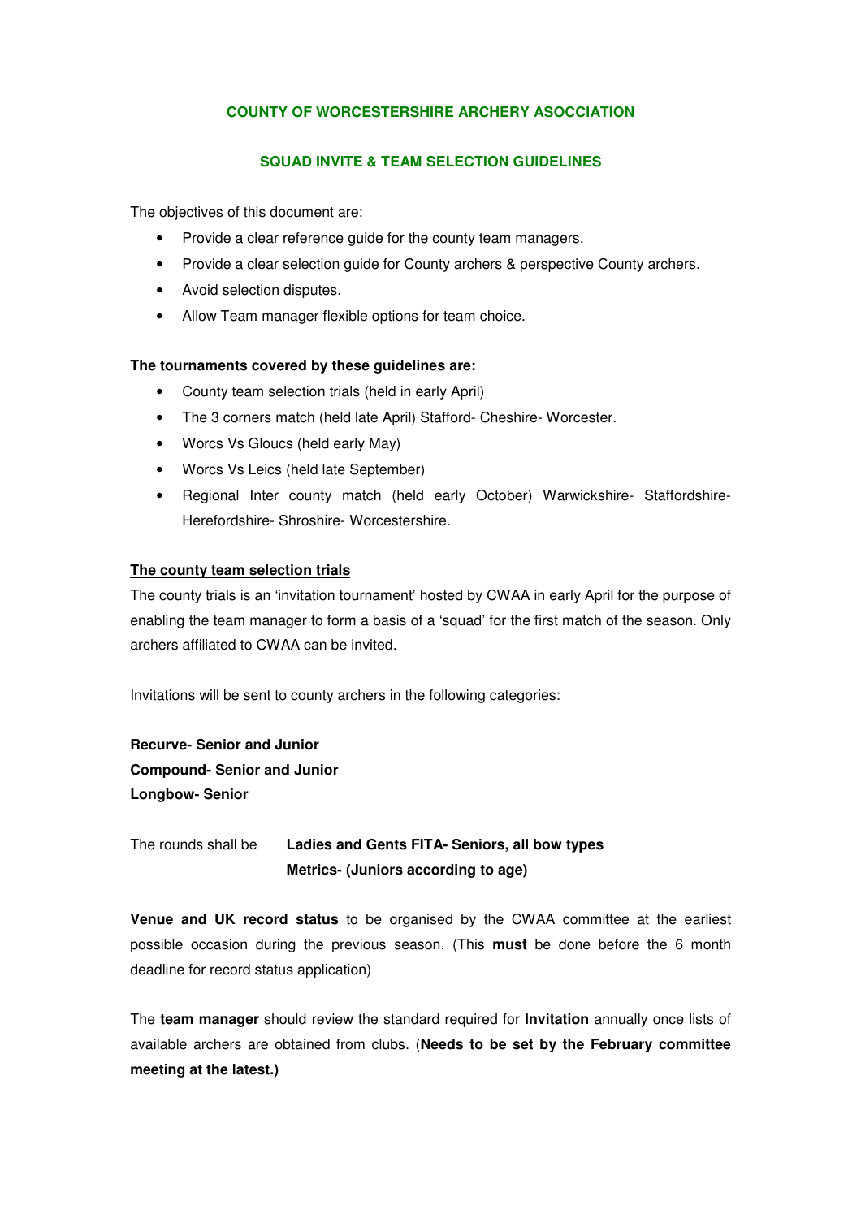# COUNTY OF WORCESTERSHIRE ARCHERY ASOCCIATION

## SQUAD INVITE & TEAM SELECTION GUIDELINES

The objectives of this document are:

- Provide a clear reference guide for the county team managers.
- Provide a clear selection guide for County archers & perspective County archers.
- Avoid selection disputes.
- Allow Team manager flexible options for team choice.

**The tournaments covered by these guidelines are:**

- County team selection trials (held in early April)
- The 3 corners match (held late April) Stafford- Cheshire- Worcester.
- Worcs Vs Gloucs (held early May)
- Worcs Vs Leics (held late September)
- Regional Inter county match (held early October) Warwickshire- Staffordshire- Herefordshire- Shroshire- Worcestershire.

**The county team selection trials**

The county trials is an 'invitation tournament' hosted by CWAA in early April for the purpose of enabling the team manager to form a basis of a 'squad' for the first match of the season. Only archers affiliated to CWAA can be invited.

Invitations will be sent to county archers in the following categories:

**Recurve- Senior and Junior**
**Compound- Senior and Junior**
**Longbow- Senior**

The rounds shall be **Ladies and Gents FITA- Seniors, all bow types**
**Metrics- (Juniors according to age)**

**Venue and UK record status** to be organised by the CWAA committee at the earliest possible occasion during the previous season. (This **must** be done before the 6 month deadline for record status application)

The **team manager** should review the standard required for **Invitation** annually once lists of available archers are obtained from clubs. (**Needs to be set by the February committee meeting at the latest.)**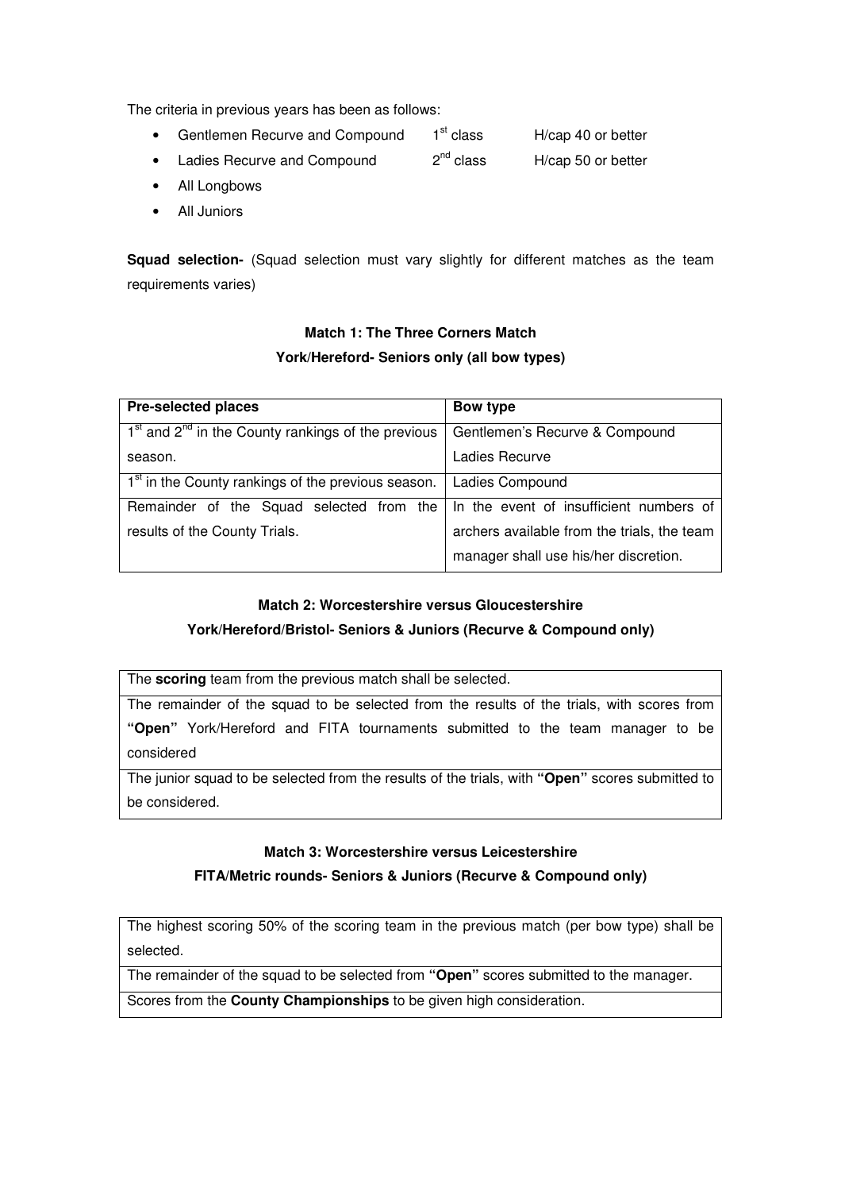The criteria in previous years has been as follows:

- Gentlemen Recurve and Compound 1st class H/cap 40 or better
- Ladies Recurve and Compound 2nd class H/cap 50 or better
- All Longbows
- All Juniors

**Squad selection-** (Squad selection must vary slightly for different matches as the team requirements varies)

**Match 1: The Three Corners Match**

**York/Hereford- Seniors only (all bow types)**

| Pre-selected places | Bow type |
|---|---|
| 1st and 2nd in the County rankings of the previous season. | Gentlemen's Recurve & Compound<br>Ladies Recurve |
| 1st in the County rankings of the previous season. | Ladies Compound |
| Remainder of the Squad selected from the results of the County Trials. | In the event of insufficient numbers of archers available from the trials, the team manager shall use his/her discretion. |

**Match 2: Worcestershire versus Gloucestershire**

**York/Hereford/Bristol- Seniors & Juniors (Recurve & Compound only)**

| |
|---|
| The **scoring** team from the previous match shall be selected. |
| The remainder of the squad to be selected from the results of the trials, with scores from **"Open"** York/Hereford and FITA tournaments submitted to the team manager to be considered |
| The junior squad to be selected from the results of the trials, with **"Open"** scores submitted to be considered. |

**Match 3: Worcestershire versus Leicestershire**

**FITA/Metric rounds- Seniors & Juniors (Recurve & Compound only)**

| |
|---|
| The highest scoring 50% of the scoring team in the previous match (per bow type) shall be selected. |
| The remainder of the squad to be selected from **"Open"** scores submitted to the manager. |
| Scores from the **County Championships** to be given high consideration. |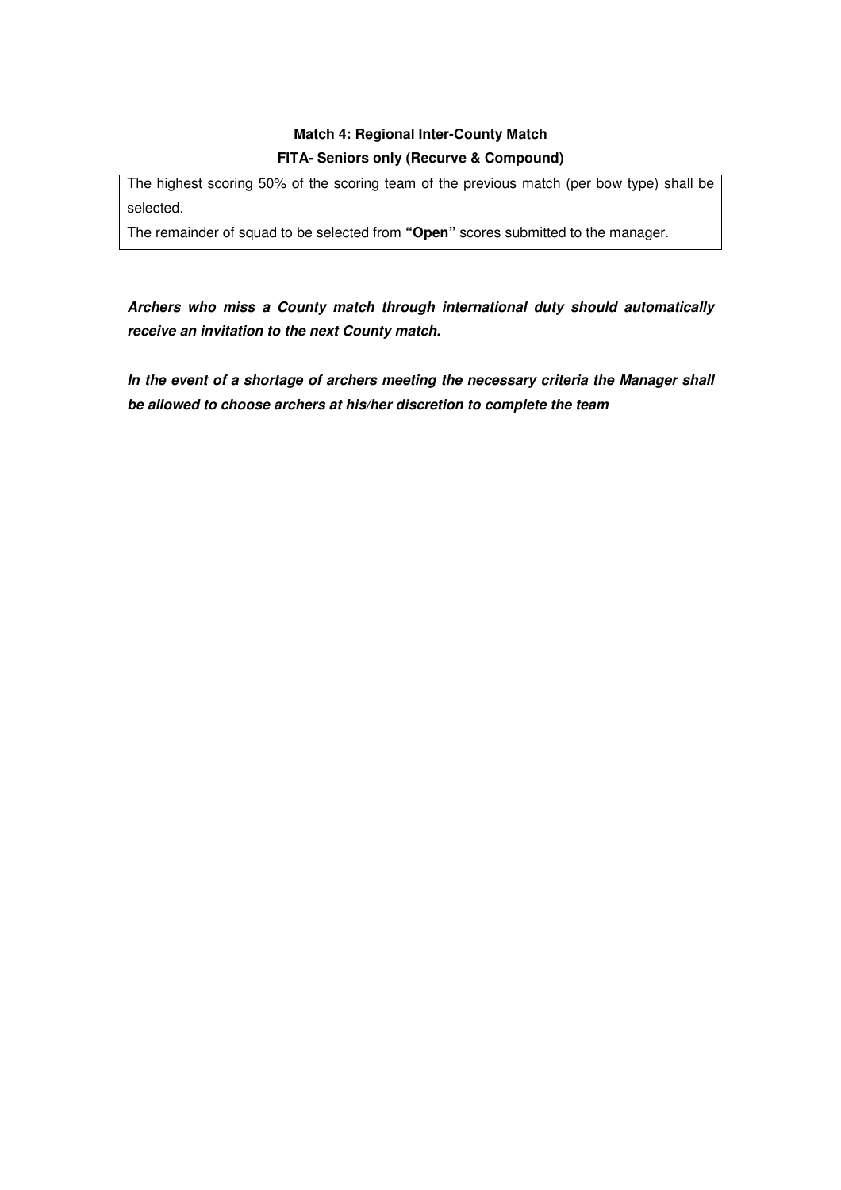**Match 4: Regional Inter-County Match**

**FITA- Seniors only (Recurve & Compound)**

| |
|---|
| The highest scoring 50% of the scoring team of the previous match (per bow type) shall be selected. |
| The remainder of squad to be selected from **"Open"** scores submitted to the manager. |

***Archers who miss a County match through international duty should automatically receive an invitation to the next County match.***

***In the event of a shortage of archers meeting the necessary criteria the Manager shall be allowed to choose archers at his/her discretion to complete the team***